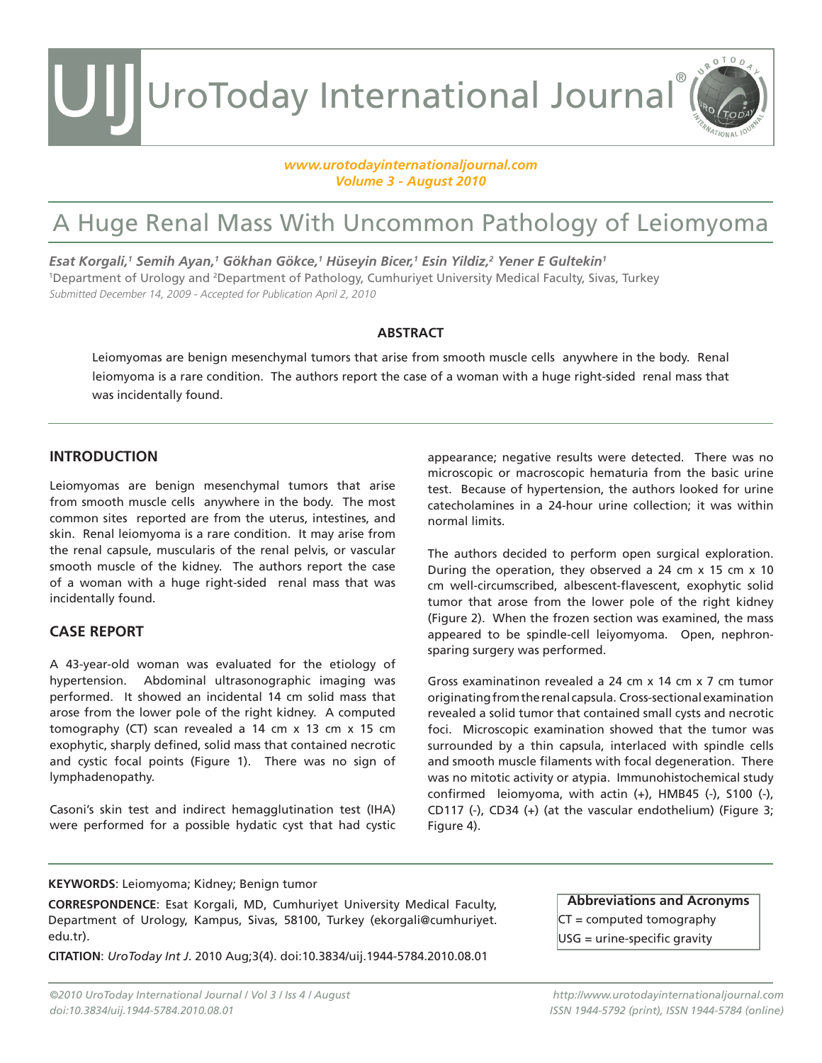# A Huge Renal Mass With Uncommon Pathology of Leiomyoma

*Esat Korgali,[1] Semih Ayan,[1] Gökhan Gökce,[1] Hüseyin Bicer,[1] Esin Yildiz,[2] Yener E Gultekin[1]*

[1]Department of Urology and [2]Department of Pathology, Cumhuriyet University Medical Faculty, Sivas, Turkey

*Submitted December 14, 2009 - Accepted for Publication April 2, 2010*

## ABSTRACT

Leiomyomas are benign mesenchymal tumors that arise from smooth muscle cells anywhere in the body. Renal leiomyoma is a rare condition. The authors report the case of a woman with a huge right-sided renal mass that was incidentally found.

## INTRODUCTION

Leiomyomas are benign mesenchymal tumors that arise from smooth muscle cells anywhere in the body. The most common sites reported are from the uterus, intestines, and skin. Renal leiomyoma is a rare condition. It may arise from the renal capsule, muscularis of the renal pelvis, or vascular smooth muscle of the kidney. The authors report the case of a woman with a huge right-sided renal mass that was incidentally found.

## CASE REPORT

A 43-year-old woman was evaluated for the etiology of hypertension. Abdominal ultrasonographic imaging was performed. It showed an incidental 14 cm solid mass that arose from the lower pole of the right kidney. A computed tomography (CT) scan revealed a 14 cm x 13 cm x 15 cm exophytic, sharply defined, solid mass that contained necrotic and cystic focal points (Figure 1). There was no sign of lymphadenopathy.

Casoni's skin test and indirect hemagglutination test (IHA) were performed for a possible hydatic cyst that had cystic appearance; negative results were detected. There was no microscopic or macroscopic hematuria from the basic urine test. Because of hypertension, the authors looked for urine catecholamines in a 24-hour urine collection; it was within normal limits.

The authors decided to perform open surgical exploration. During the operation, they observed a 24 cm x 15 cm x 10 cm well-circumscribed, albescent-flavescent, exophytic solid tumor that arose from the lower pole of the right kidney (Figure 2). When the frozen section was examined, the mass appeared to be spindle-cell leiyomyoma. Open, nephron-sparing surgery was performed.

Gross examinatinon revealed a 24 cm x 14 cm x 7 cm tumor originating from the renal capsula. Cross-sectional examination revealed a solid tumor that contained small cysts and necrotic foci. Microscopic examination showed that the tumor was surrounded by a thin capsula, interlaced with spindle cells and smooth muscle filaments with focal degeneration. There was no mitotic activity or atypia. Immunohistochemical study confirmed leiyomyoma, with actin (+), HMB45 (-), S100 (-), CD117 (-), CD34 (+) (at the vascular endothelium) (Figure 3; Figure 4).

**KEYWORDS**: Leiomyoma; Kidney; Benign tumor

**CORRESPONDENCE**: Esat Korgali, MD, Cumhuriyet University Medical Faculty, Department of Urology, Kampus, Sivas, 58100, Turkey (ekorgali@cumhuriyet.edu.tr).

**CITATION**: *UroToday Int J*. 2010 Aug;3(4). doi:10.3834/uij.1944-5784.2010.08.01

**Abbreviations and Acronyms**

CT = computed tomography

USG = urine-specific gravity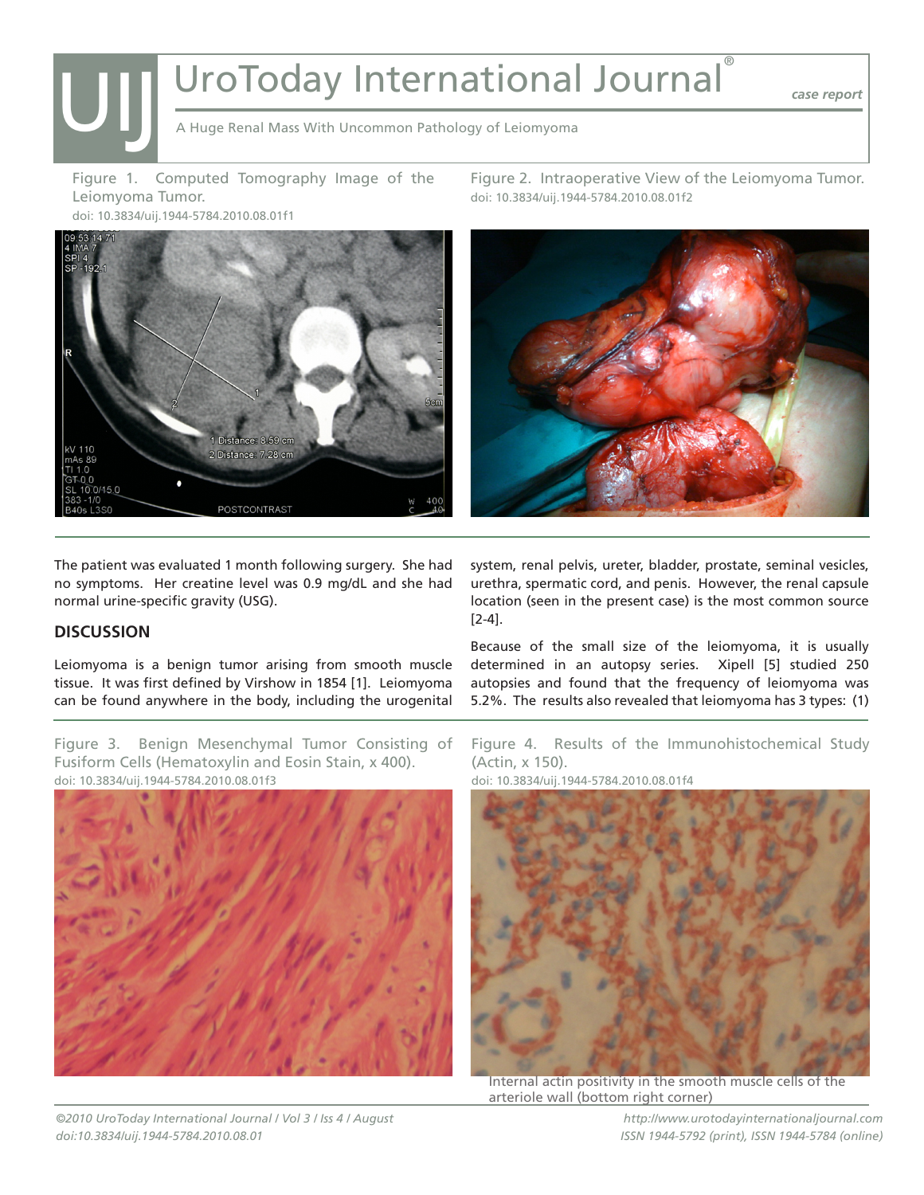Figure 1. Computed Tomography Image of the Leiomyoma Tumor.
doi: 10.3834/uij.1944-5784.2010.08.01f1

Figure 2. Intraoperative View of the Leiomyoma Tumor.
doi: 10.3834/uij.1944-5784.2010.08.01f2

The patient was evaluated 1 month following surgery. She had no symptoms. Her creatine level was 0.9 mg/dL and she had normal urine-specific gravity (USG).

## DISCUSSION

Leiomyoma is a benign tumor arising from smooth muscle tissue. It was first defined by Virshow in 1854 [1]. Leiomyoma can be found anywhere in the body, including the urogenital system, renal pelvis, ureter, bladder, prostate, seminal vesicles, urethra, spermatic cord, and penis. However, the renal capsule location (seen in the present case) is the most common source [2-4].

Because of the small size of the leiomyoma, it is usually determined in an autopsy series. Xipell [5] studied 250 autopsies and found that the frequency of leiomyoma was 5.2%. The results also revealed that leiomyoma has 3 types: (1)

Figure 3. Benign Mesenchymal Tumor Consisting of Fusiform Cells (Hematoxylin and Eosin Stain, x 400).
doi: 10.3834/uij.1944-5784.2010.08.01f3

Figure 4. Results of the Immunohistochemical Study (Actin, x 150).
doi: 10.3834/uij.1944-5784.2010.08.01f4

Internal actin positivity in the smooth muscle cells of the arteriole wall (bottom right corner)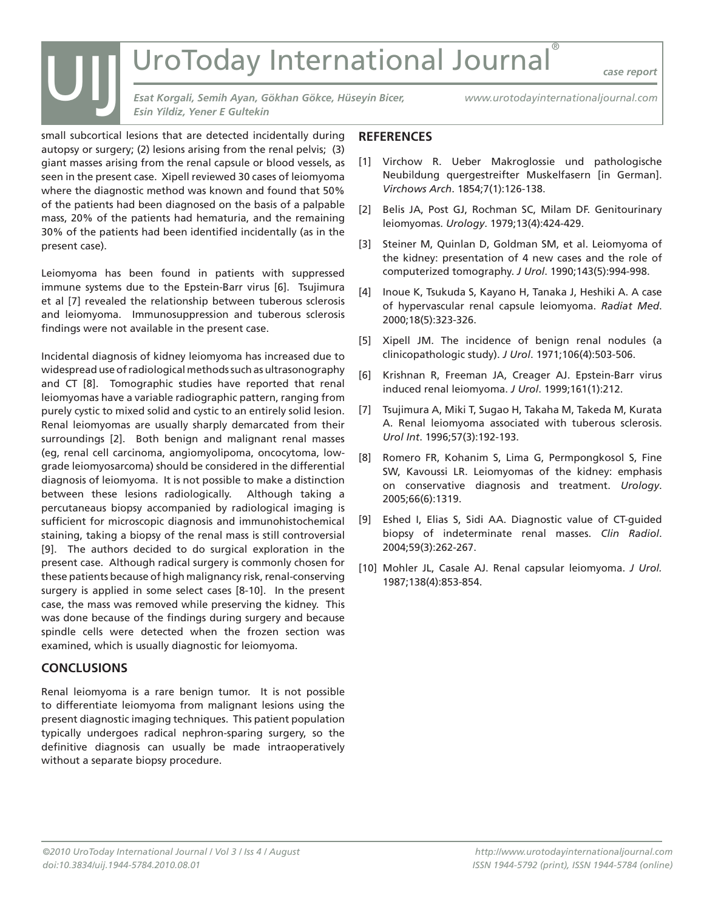small subcortical lesions that are detected incidentally during autopsy or surgery; (2) lesions arising from the renal pelvis; (3) giant masses arising from the renal capsule or blood vessels, as seen in the present case. Xipell reviewed 30 cases of leiomyoma where the diagnostic method was known and found that 50% of the patients had been diagnosed on the basis of a palpable mass, 20% of the patients had hematuria, and the remaining 30% of the patients had been identified incidentally (as in the present case).

Leiomyoma has been found in patients with suppressed immune systems due to the Epstein-Barr virus [6]. Tsujimura et al [7] revealed the relationship between tuberous sclerosis and leiomyoma. Immunosuppression and tuberous sclerosis findings were not available in the present case.

Incidental diagnosis of kidney leiomyoma has increased due to widespread use of radiological methods such as ultrasonography and CT [8]. Tomographic studies have reported that renal leiomyomas have a variable radiographic pattern, ranging from purely cystic to mixed solid and cystic to an entirely solid lesion. Renal leiomyomas are usually sharply demarcated from their surroundings [2]. Both benign and malignant renal masses (eg, renal cell carcinoma, angiomyolipoma, oncocytoma, low-grade leiomyosarcoma) should be considered in the differential diagnosis of leiomyoma. It is not possible to make a distinction between these lesions radiologically. Although taking a percutaneaus biopsy accompanied by radiological imaging is sufficient for microscopic diagnosis and immunohistochemical staining, taking a biopsy of the renal mass is still controversial [9]. The authors decided to do surgical exploration in the present case. Although radical surgery is commonly chosen for these patients because of high malignancy risk, renal-conserving surgery is applied in some select cases [8-10]. In the present case, the mass was removed while preserving the kidney. This was done because of the findings during surgery and because spindle cells were detected when the frozen section was examined, which is usually diagnostic for leiomyoma.

## CONCLUSIONS

Renal leiomyoma is a rare benign tumor. It is not possible to differentiate leiomyoma from malignant lesions using the present diagnostic imaging techniques. This patient population typically undergoes radical nephron-sparing surgery, so the definitive diagnosis can usually be made intraoperatively without a separate biopsy procedure.

## REFERENCES

[1] Virchow R. Ueber Makroglossie und pathologische Neubildung quergestreifter Muskelfasern [in German]. *Virchows Arch*. 1854;7(1):126-138.

[2] Belis JA, Post GJ, Rochman SC, Milam DF. Genitourinary leiomyomas. *Urology*. 1979;13(4):424-429.

[3] Steiner M, Quinlan D, Goldman SM, et al. Leiomyoma of the kidney: presentation of 4 new cases and the role of computerized tomography. *J Urol*. 1990;143(5):994-998.

[4] Inoue K, Tsukuda S, Kayano H, Tanaka J, Heshiki A. A case of hypervascular renal capsule leiomyoma. *Radiat Med*. 2000;18(5):323-326.

[5] Xipell JM. The incidence of benign renal nodules (a clinicopathologic study). *J Urol*. 1971;106(4):503-506.

[6] Krishnan R, Freeman JA, Creager AJ. Epstein-Barr virus induced renal leiomyoma. *J Urol*. 1999;161(1):212.

[7] Tsujimura A, Miki T, Sugao H, Takaha M, Takeda M, Kurata A. Renal leiomyoma associated with tuberous sclerosis. *Urol Int*. 1996;57(3):192-193.

[8] Romero FR, Kohanim S, Lima G, Permpongkosol S, Fine SW, Kavoussi LR. Leiomyomas of the kidney: emphasis on conservative diagnosis and treatment. *Urology*. 2005;66(6):1319.

[9] Eshed I, Elias S, Sidi AA. Diagnostic value of CT-guided biopsy of indeterminate renal masses. *Clin Radiol*. 2004;59(3):262-267.

[10] Mohler JL, Casale AJ. Renal capsular leiomyoma. *J Urol.* 1987;138(4):853-854.